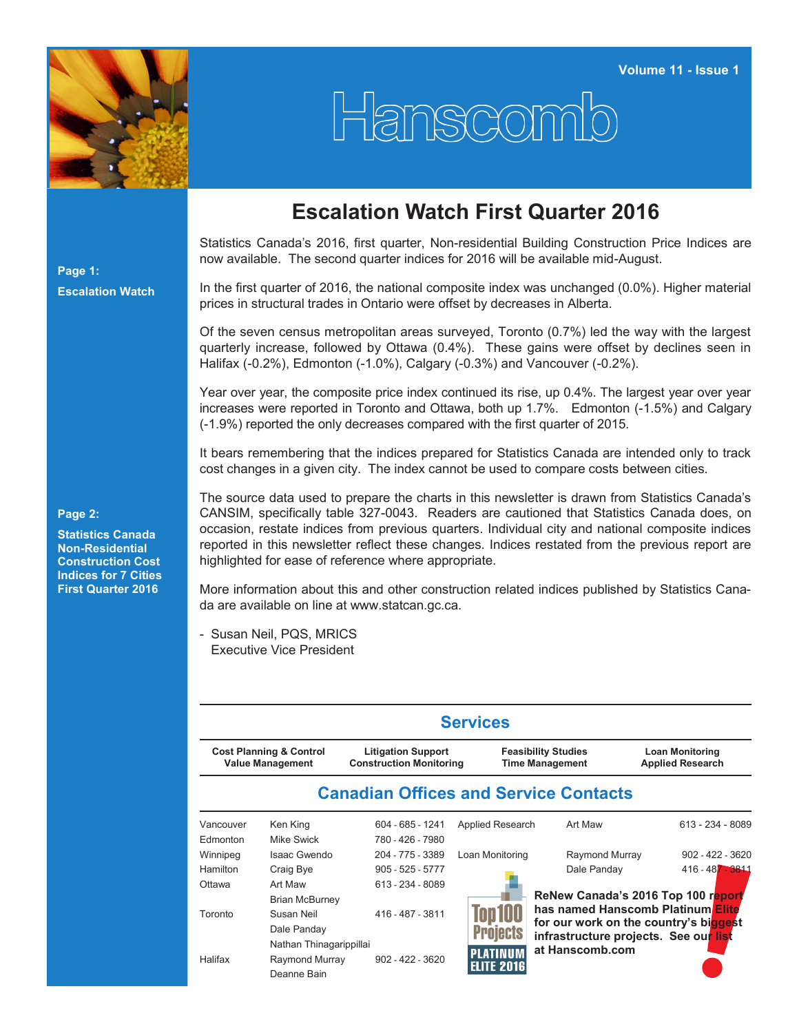# Hanscomb

Volume 11 - Issue 1

**Page 1:**

**Escalation Watch**

**Page 2:**

**Statistics Canada Non-Residential Construction Cost Indices for 7 Cities First Quarter 2016**

## Escalation Watch First Quarter 2016

Statistics Canada's 2016, first quarter, Non-residential Building Construction Price Indices are now available. The second quarter indices for 2016 will be available mid-August.

In the first quarter of 2016, the national composite index was unchanged (0.0%). Higher material prices in structural trades in Ontario were offset by decreases in Alberta.

Of the seven census metropolitan areas surveyed, Toronto (0.7%) led the way with the largest quarterly increase, followed by Ottawa (0.4%). These gains were offset by declines seen in Halifax (-0.2%), Edmonton (-1.0%), Calgary (-0.3%) and Vancouver (-0.2%).

Year over year, the composite price index continued its rise, up 0.4%. The largest year over year increases were reported in Toronto and Ottawa, both up 1.7%. Edmonton (-1.5%) and Calgary (-1.9%) reported the only decreases compared with the first quarter of 2015.

It bears remembering that the indices prepared for Statistics Canada are intended only to track cost changes in a given city. The index cannot be used to compare costs between cities.

The source data used to prepare the charts in this newsletter is drawn from Statistics Canada's CANSIM, specifically table 327-0043. Readers are cautioned that Statistics Canada does, on occasion, restate indices from previous quarters. Individual city and national composite indices reported in this newsletter reflect these changes. Indices restated from the previous report are highlighted for ease of reference where appropriate.

More information about this and other construction related indices published by Statistics Canada are available on line at www.statcan.gc.ca.

- Susan Neil, PQS, MRICS
  Executive Vice President

## Services

| Cost Planning & Control<br>Value Management | Litigation Support<br>Construction Monitoring | Feasibility Studies<br>Time Management | Loan Monitoring<br>Applied Research |
|---|---|---|---|

## Canadian Offices and Service Contacts

| Office | Contact | Phone |
|---|---|---|
| Vancouver | Ken King | 604 - 685 - 1241 |
| Edmonton | Mike Swick | 780 - 426 - 7980 |
| Winnipeg | Isaac Gwendo | 204 - 775 - 3389 |
| Hamilton | Craig Bye | 905 - 525 - 5777 |
| Ottawa | Art Maw<br>Brian McBurney | 613 - 234 - 8089 |
| Toronto | Susan Neil<br>Dale Panday<br>Nathan Thinagarippillai | 416 - 487 - 3811 |
| Halifax | Raymond Murray<br>Deanne Bain | 902 - 422 - 3620 |

| Service | Contact | Phone |
|---|---|---|
| Applied Research | Art Maw | 613 - 234 - 8089 |
| Loan Monitoring | Raymond Murray<br>Dale Panday | 902 - 422 - 3620<br>416 - 487 - 3811 |

Top100 Projects PLATINUM ELITE 2016

**ReNew Canada's 2016 Top 100 report has named Hanscomb Platinum Elite for our work on the country's biggest infrastructure projects. See our list at Hanscomb.com**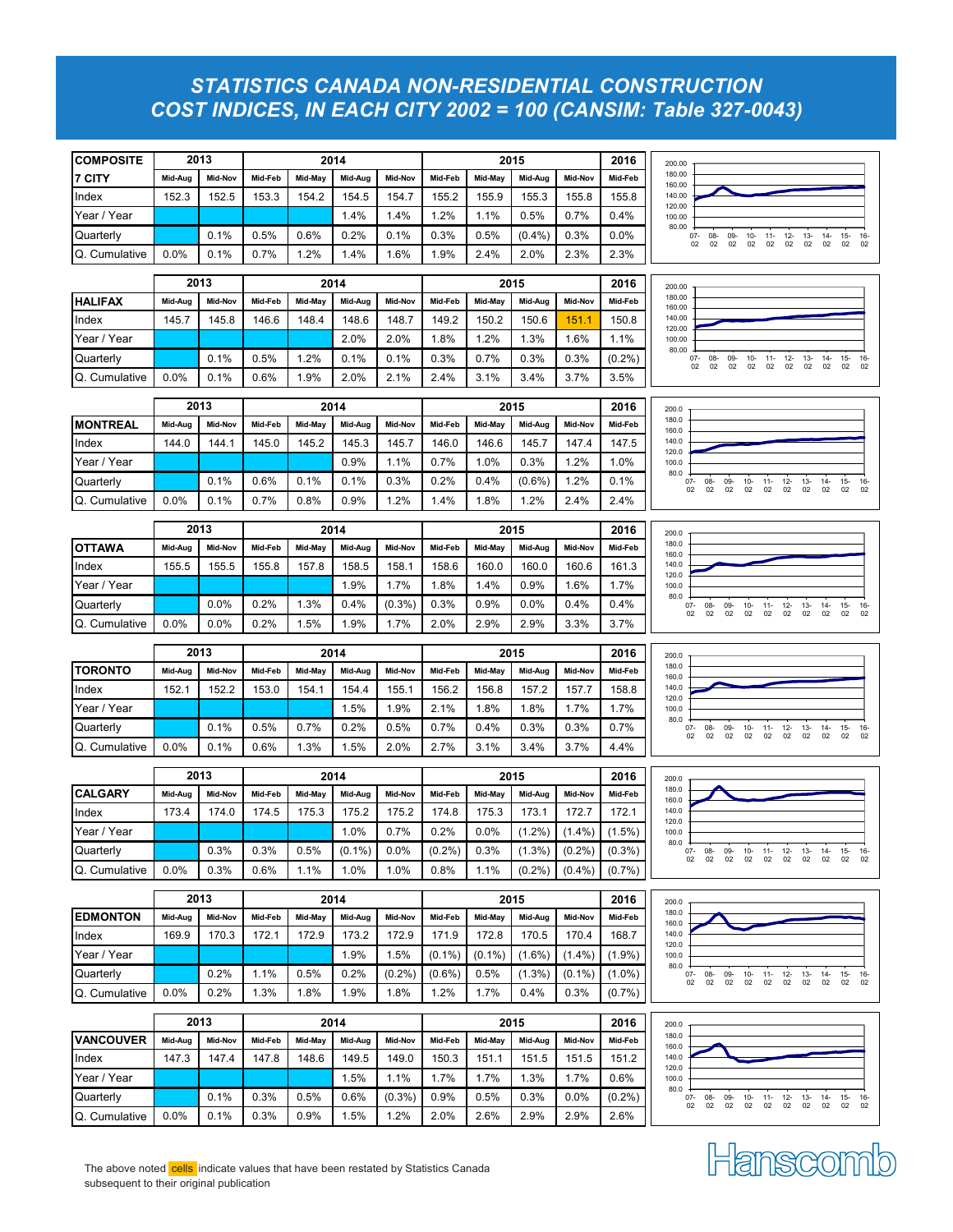# STATISTICS CANADA NON-RESIDENTIAL CONSTRUCTION COST INDICES, IN EACH CITY 2002 = 100 (CANSIM: Table 327-0043)

| COMPOSITE | 2013 | | 2014 | | | | 2015 | | | | 2016 |
|---|---|---|---|---|---|---|---|---|---|---|---|
| 7 CITY | Mid-Aug | Mid-Nov | Mid-Feb | Mid-May | Mid-Aug | Mid-Nov | Mid-Feb | Mid-May | Mid-Aug | Mid-Nov | Mid-Feb |
| Index | 152.3 | 152.5 | 153.3 | 154.2 | 154.5 | 154.7 | 155.2 | 155.9 | 155.3 | 155.8 | 155.8 |
| Year / Year | | | | | 1.4% | 1.4% | 1.2% | 1.1% | 0.5% | 0.7% | 0.4% |
| Quarterly | | 0.1% | 0.5% | 0.6% | 0.2% | 0.1% | 0.3% | 0.5% | (0.4%) | 0.3% | 0.0% |
| Q. Cumulative | 0.0% | 0.1% | 0.7% | 1.2% | 1.4% | 1.6% | 1.9% | 2.4% | 2.0% | 2.3% | 2.3% |

200.00
180.00
160.00
140.00
120.00
100.00
80.00
07-02 08-02 09-02 10-02 11-02 12-02 13-02 14-02 15-02 16-02

| | 2013 | | 2014 | | | | 2015 | | | | 2016 |
|---|---|---|---|---|---|---|---|---|---|---|---|
| HALIFAX | Mid-Aug | Mid-Nov | Mid-Feb | Mid-May | Mid-Aug | Mid-Nov | Mid-Feb | Mid-May | Mid-Aug | Mid-Nov | Mid-Feb |
| Index | 145.7 | 145.8 | 146.6 | 148.4 | 148.6 | 148.7 | 149.2 | 150.2 | 150.6 | 151.1 | 150.8 |
| Year / Year | | | | | 2.0% | 2.0% | 1.8% | 1.2% | 1.3% | 1.6% | 1.1% |
| Quarterly | | 0.1% | 0.5% | 1.2% | 0.1% | 0.1% | 0.3% | 0.7% | 0.3% | 0.3% | (0.2%) |
| Q. Cumulative | 0.0% | 0.1% | 0.6% | 1.9% | 2.0% | 2.1% | 2.4% | 3.1% | 3.4% | 3.7% | 3.5% |

200.00
180.00
160.00
140.00
120.00
100.00
80.00
07-02 08-02 09-02 10-02 11-02 12-02 13-02 14-02 15-02 16-02

| | 2013 | | 2014 | | | | 2015 | | | | 2016 |
|---|---|---|---|---|---|---|---|---|---|---|---|
| MONTREAL | Mid-Aug | Mid-Nov | Mid-Feb | Mid-May | Mid-Aug | Mid-Nov | Mid-Feb | Mid-May | Mid-Aug | Mid-Nov | Mid-Feb |
| Index | 144.0 | 144.1 | 145.0 | 145.2 | 145.3 | 145.7 | 146.0 | 146.6 | 145.7 | 147.4 | 147.5 |
| Year / Year | | | | | 0.9% | 1.1% | 0.7% | 1.0% | 0.3% | 1.2% | 1.0% |
| Quarterly | | 0.1% | 0.6% | 0.1% | 0.1% | 0.3% | 0.2% | 0.4% | (0.6%) | 1.2% | 0.1% |
| Q. Cumulative | 0.0% | 0.1% | 0.7% | 0.8% | 0.9% | 1.2% | 1.4% | 1.8% | 1.2% | 2.4% | 2.4% |

200.0
180.0
160.0
140.0
120.0
100.0
80.0
07-02 08-02 09-02 10-02 11-02 12-02 13-02 14-02 15-02 16-02

| | 2013 | | 2014 | | | | 2015 | | | | 2016 |
|---|---|---|---|---|---|---|---|---|---|---|---|
| OTTAWA | Mid-Aug | Mid-Nov | Mid-Feb | Mid-May | Mid-Aug | Mid-Nov | Mid-Feb | Mid-May | Mid-Aug | Mid-Nov | Mid-Feb |
| Index | 155.5 | 155.5 | 155.8 | 157.8 | 158.5 | 158.1 | 158.6 | 160.0 | 160.0 | 160.6 | 161.3 |
| Year / Year | | | | | 1.9% | 1.7% | 1.8% | 1.4% | 0.9% | 1.6% | 1.7% |
| Quarterly | | 0.0% | 0.2% | 1.3% | 0.4% | (0.3%) | 0.3% | 0.9% | 0.0% | 0.4% | 0.4% |
| Q. Cumulative | 0.0% | 0.0% | 0.2% | 1.5% | 1.9% | 1.7% | 2.0% | 2.9% | 2.9% | 3.3% | 3.7% |

200.0
180.0
160.0
140.0
120.0
100.0
80.0
07-02 08-02 09-02 10-02 11-02 12-02 13-02 14-02 15-02 16-02

| | 2013 | | 2014 | | | | 2015 | | | | 2016 |
|---|---|---|---|---|---|---|---|---|---|---|---|
| TORONTO | Mid-Aug | Mid-Nov | Mid-Feb | Mid-May | Mid-Aug | Mid-Nov | Mid-Feb | Mid-May | Mid-Aug | Mid-Nov | Mid-Feb |
| Index | 152.1 | 152.2 | 153.0 | 154.1 | 154.4 | 155.1 | 156.2 | 156.8 | 157.2 | 157.7 | 158.8 |
| Year / Year | | | | | 1.5% | 1.9% | 2.1% | 1.8% | 1.8% | 1.7% | 1.7% |
| Quarterly | | 0.1% | 0.5% | 0.7% | 0.2% | 0.5% | 0.7% | 0.4% | 0.3% | 0.3% | 0.7% |
| Q. Cumulative | 0.0% | 0.1% | 0.6% | 1.3% | 1.5% | 2.0% | 2.7% | 3.1% | 3.4% | 3.7% | 4.4% |

200.0
180.0
160.0
140.0
120.0
100.0
80.0
07-02 08-02 09-02 10-02 11-02 12-02 13-02 14-02 15-02 16-02

| | 2013 | | 2014 | | | | 2015 | | | | 2016 |
|---|---|---|---|---|---|---|---|---|---|---|---|
| CALGARY | Mid-Aug | Mid-Nov | Mid-Feb | Mid-May | Mid-Aug | Mid-Nov | Mid-Feb | Mid-May | Mid-Aug | Mid-Nov | Mid-Feb |
| Index | 173.4 | 174.0 | 174.5 | 175.3 | 175.2 | 175.2 | 174.8 | 175.3 | 173.1 | 172.7 | 172.1 |
| Year / Year | | | | | 1.0% | 0.7% | 0.2% | 0.0% | (1.2%) | (1.4%) | (1.5%) |
| Quarterly | | 0.3% | 0.3% | 0.5% | (0.1%) | 0.0% | (0.2%) | 0.3% | (1.3%) | (0.2%) | (0.3%) |
| Q. Cumulative | 0.0% | 0.3% | 0.6% | 1.1% | 1.0% | 1.0% | 0.8% | 1.1% | (0.2%) | (0.4%) | (0.7%) |

200.0
180.0
160.0
140.0
120.0
100.0
80.0
07-02 08-02 09-02 10-02 11-02 12-02 13-02 14-02 15-02 16-02

| | 2013 | | 2014 | | | | 2015 | | | | 2016 |
|---|---|---|---|---|---|---|---|---|---|---|---|
| EDMONTON | Mid-Aug | Mid-Nov | Mid-Feb | Mid-May | Mid-Aug | Mid-Nov | Mid-Feb | Mid-May | Mid-Aug | Mid-Nov | Mid-Feb |
| Index | 169.9 | 170.3 | 172.1 | 172.9 | 173.2 | 172.9 | 171.9 | 172.8 | 170.5 | 170.4 | 168.7 |
| Year / Year | | | | | 1.9% | 1.5% | (0.1%) | (0.1%) | (1.6%) | (1.4%) | (1.9%) |
| Quarterly | | 0.2% | 1.1% | 0.5% | 0.2% | (0.2%) | (0.6%) | 0.5% | (1.3%) | (0.1%) | (1.0%) |
| Q. Cumulative | 0.0% | 0.2% | 1.3% | 1.8% | 1.9% | 1.8% | 1.2% | 1.7% | 0.4% | 0.3% | (0.7%) |

200.0
180.0
160.0
140.0
120.0
100.0
80.0
07-02 08-02 09-02 10-02 11-02 12-02 13-02 14-02 15-02 16-02

| | 2013 | | 2014 | | | | 2015 | | | | 2016 |
|---|---|---|---|---|---|---|---|---|---|---|---|
| VANCOUVER | Mid-Aug | Mid-Nov | Mid-Feb | Mid-May | Mid-Aug | Mid-Nov | Mid-Feb | Mid-May | Mid-Aug | Mid-Nov | Mid-Feb |
| Index | 147.3 | 147.4 | 147.8 | 148.6 | 149.5 | 149.0 | 150.3 | 151.1 | 151.5 | 151.5 | 151.2 |
| Year / Year | | | | | 1.5% | 1.1% | 1.7% | 1.7% | 1.3% | 1.7% | 0.6% |
| Quarterly | | 0.1% | 0.3% | 0.5% | 0.6% | (0.3%) | 0.9% | 0.5% | 0.3% | 0.0% | (0.2%) |
| Q. Cumulative | 0.0% | 0.1% | 0.3% | 0.9% | 1.5% | 1.2% | 2.0% | 2.6% | 2.9% | 2.9% | 2.6% |

200.0
180.0
160.0
140.0
120.0
100.0
80.0
07-02 08-02 09-02 10-02 11-02 12-02 13-02 14-02 15-02 16-02

The above noted cells indicate values that have been restated by Statistics Canada subsequent to their original publication

Hanscomb